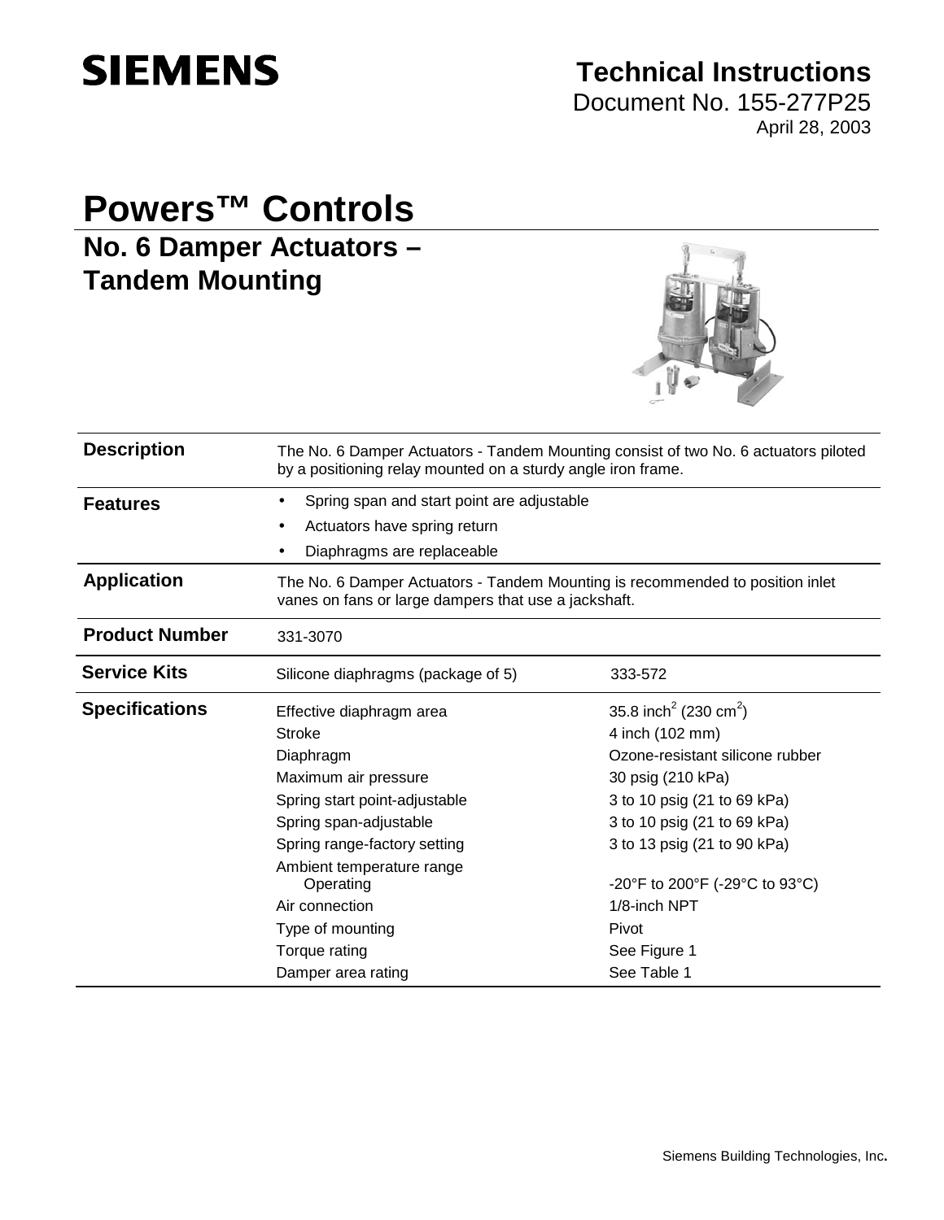# SIEMENS

**Technical Instructions**
Document No. 155-277P25
April 28, 2003

# Powers™ Controls

## No. 6 Damper Actuators – Tandem Mounting

| | |
|---|---|
| **Description** | The No. 6 Damper Actuators - Tandem Mounting consist of two No. 6 actuators piloted by a positioning relay mounted on a sturdy angle iron frame. |
| **Features** | • Spring span and start point are adjustable<br>• Actuators have spring return<br>• Diaphragms are replaceable |
| **Application** | The No. 6 Damper Actuators - Tandem Mounting is recommended to position inlet vanes on fans or large dampers that use a jackshaft. |
| **Product Number** | 331-3070 |

**Service Kits**

| | |
|---|---|
| Silicone diaphragms (package of 5) | 333-572 |

**Specifications**

| | |
|---|---|
| Effective diaphragm area | 35.8 inch$^2$ (230 cm$^2$) |
| Stroke | 4 inch (102 mm) |
| Diaphragm | Ozone-resistant silicone rubber |
| Maximum air pressure | 30 psig (210 kPa) |
| Spring start point-adjustable | 3 to 10 psig (21 to 69 kPa) |
| Spring span-adjustable | 3 to 10 psig (21 to 69 kPa) |
| Spring range-factory setting | 3 to 13 psig (21 to 90 kPa) |
| Ambient temperature range<br>Operating | -20°F to 200°F (-29°C to 93°C) |
| Air connection | 1/8-inch NPT |
| Type of mounting | Pivot |
| Torque rating | See Figure 1 |
| Damper area rating | See Table 1 |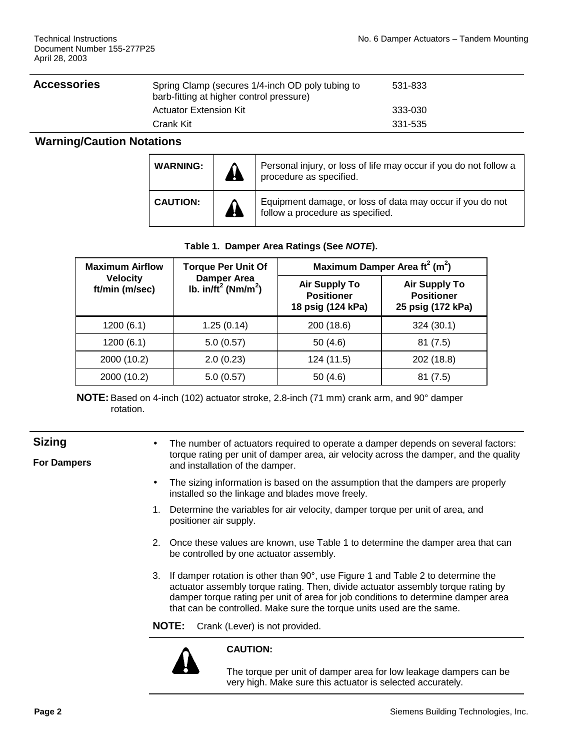## Accessories

| | |
|---|---|
| Spring Clamp (secures 1/4-inch OD poly tubing to barb-fitting at higher control pressure) | 531-833 |
| Actuator Extension Kit | 333-030 |
| Crank Kit | 331-535 |

## Warning/Caution Notations

| | |
|---|---|
| **WARNING:** | Personal injury, or loss of life may occur if you do not follow a procedure as specified. |
| **CAUTION:** | Equipment damage, or loss of data may occur if you do not follow a procedure as specified. |

**Table 1. Damper Area Ratings (See *NOTE*).**

| Maximum Airflow Velocity ft/min (m/sec) | Torque Per Unit Of Damper Area lb. in/ft$^2$ (Nm/m$^2$) | Maximum Damper Area ft$^2$ (m$^2$) | |
|---|---|---|---|
| | | Air Supply To Positioner 18 psig (124 kPa) | Air Supply To Positioner 25 psig (172 kPa) |
| 1200 (6.1) | 1.25 (0.14) | 200 (18.6) | 324 (30.1) |
| 1200 (6.1) | 5.0 (0.57) | 50 (4.6) | 81 (7.5) |
| 2000 (10.2) | 2.0 (0.23) | 124 (11.5) | 202 (18.8) |
| 2000 (10.2) | 5.0 (0.57) | 50 (4.6) | 81 (7.5) |

**NOTE:** Based on 4-inch (102) actuator stroke, 2.8-inch (71 mm) crank arm, and 90° damper rotation.

## Sizing

### For Dampers

- The number of actuators required to operate a damper depends on several factors: torque rating per unit of damper area, air velocity across the damper, and the quality and installation of the damper.
- The sizing information is based on the assumption that the dampers are properly installed so the linkage and blades move freely.

1. Determine the variables for air velocity, damper torque per unit of area, and positioner air supply.
2. Once these values are known, use Table 1 to determine the damper area that can be controlled by one actuator assembly.
3. If damper rotation is other than 90°, use Figure 1 and Table 2 to determine the actuator assembly torque rating. Then, divide actuator assembly torque rating by damper torque rating per unit of area for job conditions to determine damper area that can be controlled. Make sure the torque units used are the same.

**NOTE:** Crank (Lever) is not provided.

**CAUTION:**

The torque per unit of damper area for low leakage dampers can be very high. Make sure this actuator is selected accurately.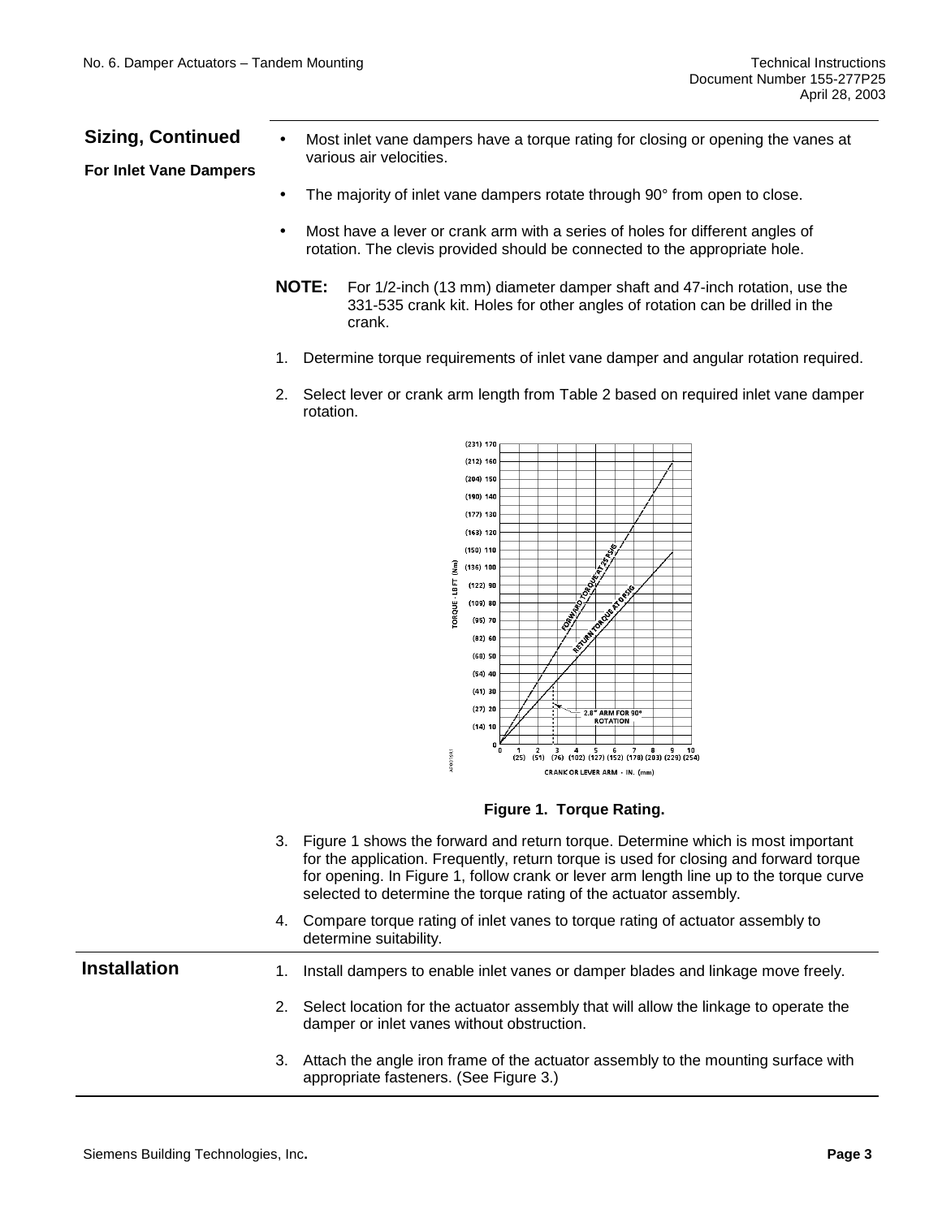## Sizing, Continued

### For Inlet Vane Dampers

- Most inlet vane dampers have a torque rating for closing or opening the vanes at various air velocities.
- The majority of inlet vane dampers rotate through 90° from open to close.
- Most have a lever or crank arm with a series of holes for different angles of rotation. The clevis provided should be connected to the appropriate hole.

**NOTE:** For 1/2-inch (13 mm) diameter damper shaft and 47-inch rotation, use the 331-535 crank kit. Holes for other angles of rotation can be drilled in the crank.

1. Determine torque requirements of inlet vane damper and angular rotation required.
2. Select lever or crank arm length from Table 2 based on required inlet vane damper rotation.

**Figure 1. Torque Rating.**

3. Figure 1 shows the forward and return torque. Determine which is most important for the application. Frequently, return torque is used for closing and forward torque for opening. In Figure 1, follow crank or lever arm length line up to the torque curve selected to determine the torque rating of the actuator assembly.
4. Compare torque rating of inlet vanes to torque rating of actuator assembly to determine suitability.

## Installation

1. Install dampers to enable inlet vanes or damper blades and linkage move freely.
2. Select location for the actuator assembly that will allow the linkage to operate the damper or inlet vanes without obstruction.
3. Attach the angle iron frame of the actuator assembly to the mounting surface with appropriate fasteners. (See Figure 3.)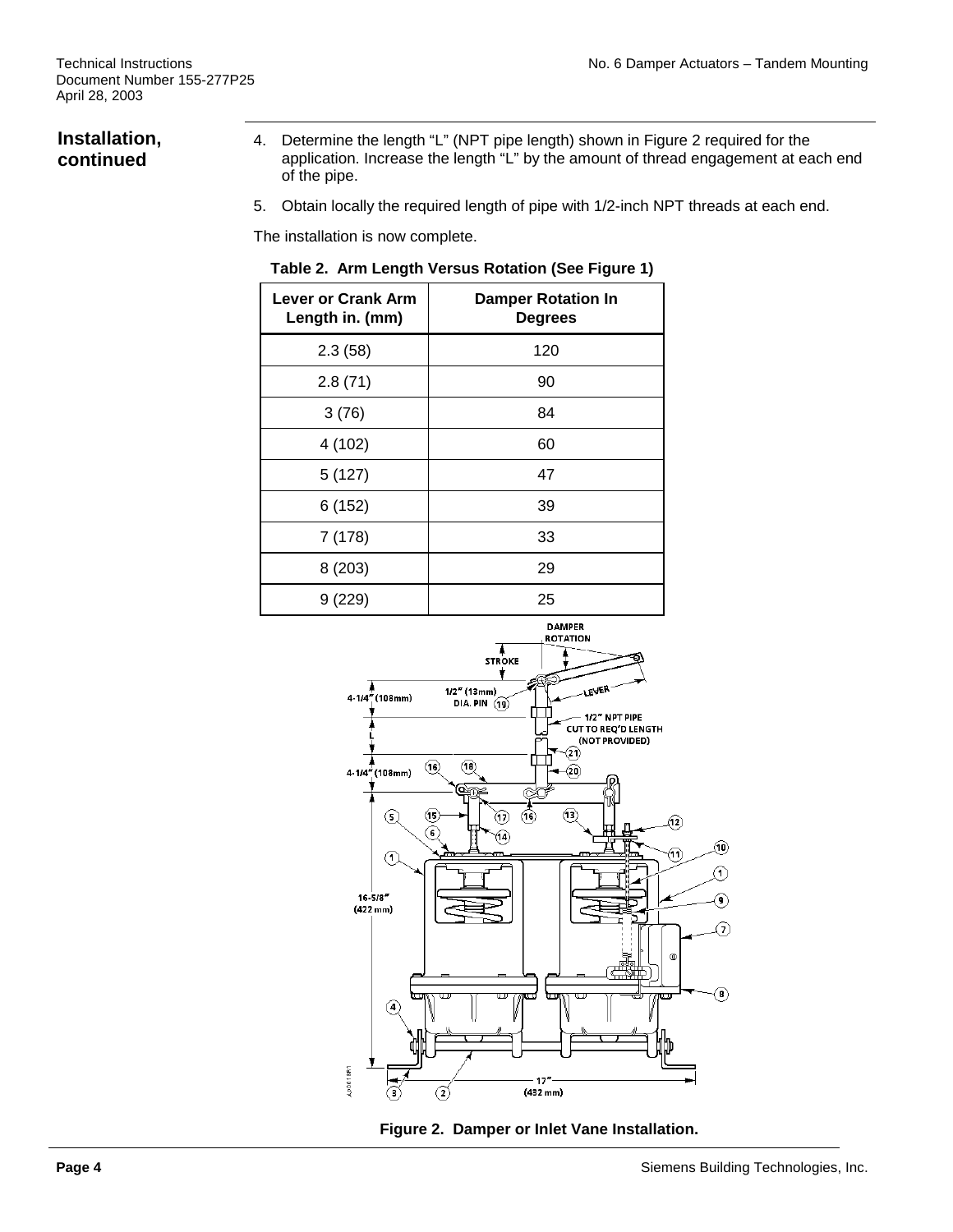## Installation, continued

4. Determine the length "L" (NPT pipe length) shown in Figure 2 required for the application. Increase the length "L" by the amount of thread engagement at each end of the pipe.
5. Obtain locally the required length of pipe with 1/2-inch NPT threads at each end.

The installation is now complete.

**Table 2. Arm Length Versus Rotation (See Figure 1)**

| Lever or Crank Arm Length in. (mm) | Damper Rotation In Degrees |
|---|---|
| 2.3 (58) | 120 |
| 2.8 (71) | 90 |
| 3 (76) | 84 |
| 4 (102) | 60 |
| 5 (127) | 47 |
| 6 (152) | 39 |
| 7 (178) | 33 |
| 8 (203) | 29 |
| 9 (229) | 25 |

**Figure 2. Damper or Inlet Vane Installation.**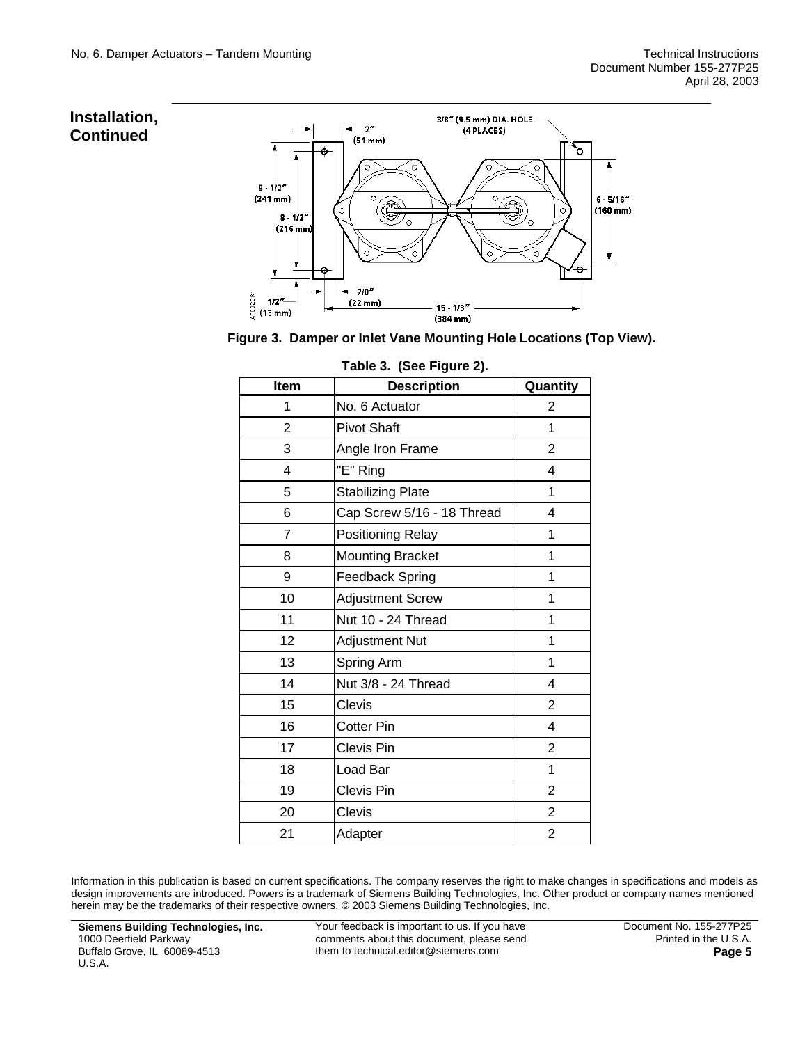## Installation, Continued

3/8" (9.5 mm) DIA. HOLE (4 PLACES)

2" (51 mm)

9 - 1/2" (241 mm)

8 - 1/2" (216 mm)

6 - 5/16" (160 mm)

1/2" (13 mm)

7/8" (22 mm)

15 - 1/8" (384 mm)

AP0620R1

**Figure 3. Damper or Inlet Vane Mounting Hole Locations (Top View).**

**Table 3. (See Figure 2).**

| Item | Description | Quantity |
|---|---|---|
| 1 | No. 6 Actuator | 2 |
| 2 | Pivot Shaft | 1 |
| 3 | Angle Iron Frame | 2 |
| 4 | "E" Ring | 4 |
| 5 | Stabilizing Plate | 1 |
| 6 | Cap Screw 5/16 - 18 Thread | 4 |
| 7 | Positioning Relay | 1 |
| 8 | Mounting Bracket | 1 |
| 9 | Feedback Spring | 1 |
| 10 | Adjustment Screw | 1 |
| 11 | Nut 10 - 24 Thread | 1 |
| 12 | Adjustment Nut | 1 |
| 13 | Spring Arm | 1 |
| 14 | Nut 3/8 - 24 Thread | 4 |
| 15 | Clevis | 2 |
| 16 | Cotter Pin | 4 |
| 17 | Clevis Pin | 2 |
| 18 | Load Bar | 1 |
| 19 | Clevis Pin | 2 |
| 20 | Clevis | 2 |
| 21 | Adapter | 2 |

Information in this publication is based on current specifications. The company reserves the right to make changes in specifications and models as design improvements are introduced. Powers is a trademark of Siemens Building Technologies, Inc. Other product or company names mentioned herein may be the trademarks of their respective owners. © 2003 Siemens Building Technologies, Inc.

**Siemens Building Technologies, Inc.**
1000 Deerfield Parkway
Buffalo Grove, IL 60089-4513
U.S.A.

Your feedback is important to us. If you have comments about this document, please send them to technical.editor@siemens.com

Document No. 155-277P25
Printed in the U.S.A.